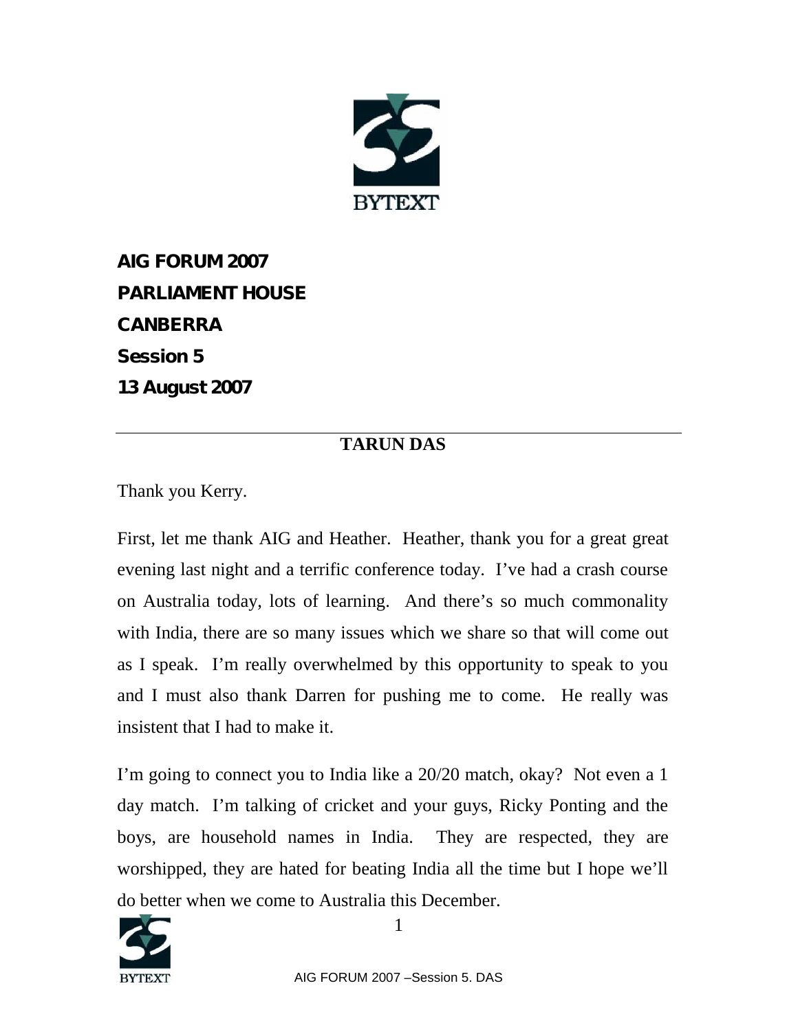**AIG FORUM 2007**

**PARLIAMENT HOUSE**

**CANBERRA**

**Session 5**

**13 August 2007**

---

## TARUN DAS

Thank you Kerry.

First, let me thank AIG and Heather. Heather, thank you for a great great evening last night and a terrific conference today. I've had a crash course on Australia today, lots of learning. And there's so much commonality with India, there are so many issues which we share so that will come out as I speak. I'm really overwhelmed by this opportunity to speak to you and I must also thank Darren for pushing me to come. He really was insistent that I had to make it.

I'm going to connect you to India like a 20/20 match, okay? Not even a 1 day match. I'm talking of cricket and your guys, Ricky Ponting and the boys, are household names in India. They are respected, they are worshipped, they are hated for beating India all the time but I hope we'll do better when we come to Australia this December.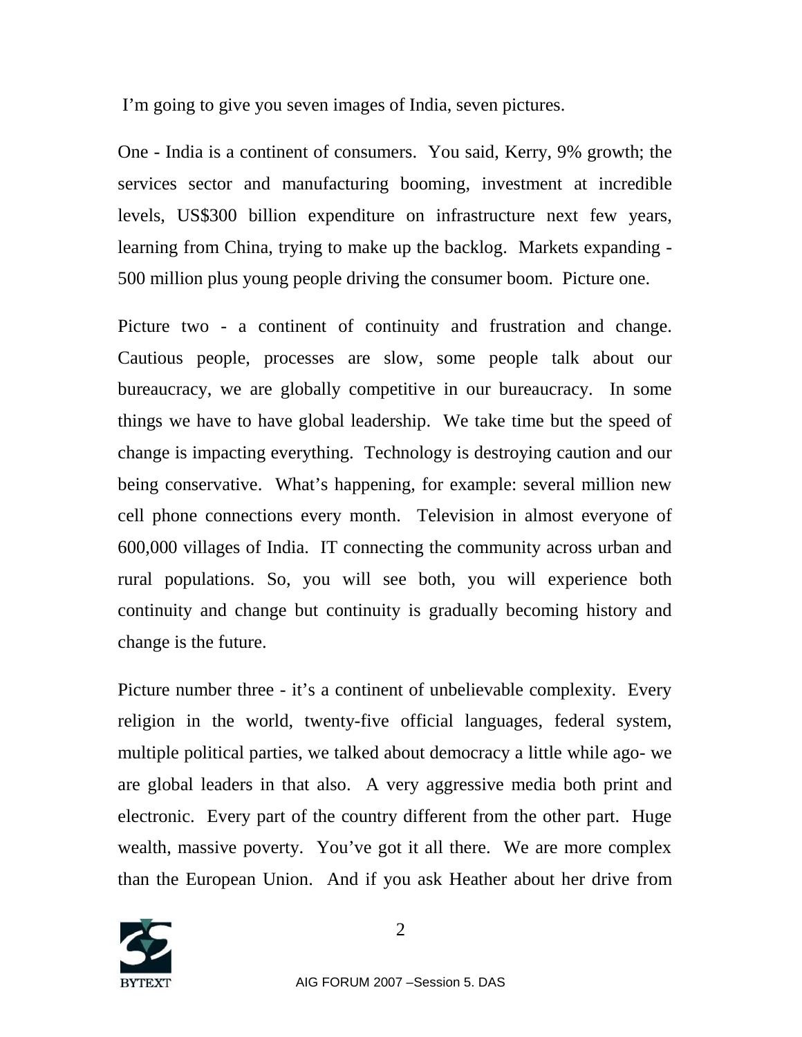I'm going to give you seven images of India, seven pictures.

One - India is a continent of consumers. You said, Kerry, 9% growth; the services sector and manufacturing booming, investment at incredible levels, US$300 billion expenditure on infrastructure next few years, learning from China, trying to make up the backlog. Markets expanding - 500 million plus young people driving the consumer boom. Picture one.

Picture two - a continent of continuity and frustration and change. Cautious people, processes are slow, some people talk about our bureaucracy, we are globally competitive in our bureaucracy. In some things we have to have global leadership. We take time but the speed of change is impacting everything. Technology is destroying caution and our being conservative. What's happening, for example: several million new cell phone connections every month. Television in almost everyone of 600,000 villages of India. IT connecting the community across urban and rural populations. So, you will see both, you will experience both continuity and change but continuity is gradually becoming history and change is the future.

Picture number three - it's a continent of unbelievable complexity. Every religion in the world, twenty-five official languages, federal system, multiple political parties, we talked about democracy a little while ago- we are global leaders in that also. A very aggressive media both print and electronic. Every part of the country different from the other part. Huge wealth, massive poverty. You've got it all there. We are more complex than the European Union. And if you ask Heather about her drive from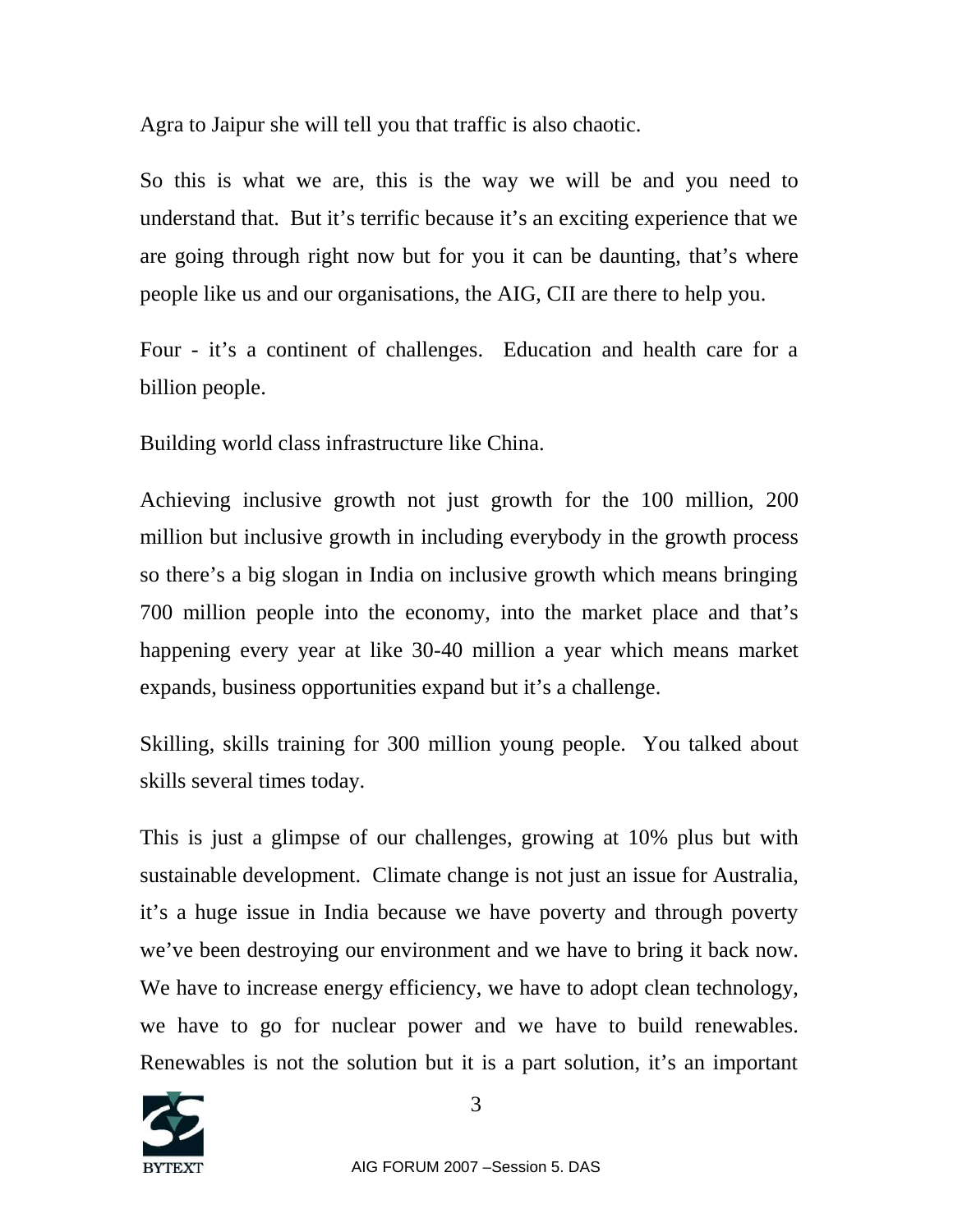Agra to Jaipur she will tell you that traffic is also chaotic.

So this is what we are, this is the way we will be and you need to understand that. But it's terrific because it's an exciting experience that we are going through right now but for you it can be daunting, that's where people like us and our organisations, the AIG, CII are there to help you.

Four - it's a continent of challenges. Education and health care for a billion people.

Building world class infrastructure like China.

Achieving inclusive growth not just growth for the 100 million, 200 million but inclusive growth in including everybody in the growth process so there's a big slogan in India on inclusive growth which means bringing 700 million people into the economy, into the market place and that's happening every year at like 30-40 million a year which means market expands, business opportunities expand but it's a challenge.

Skilling, skills training for 300 million young people. You talked about skills several times today.

This is just a glimpse of our challenges, growing at 10% plus but with sustainable development. Climate change is not just an issue for Australia, it's a huge issue in India because we have poverty and through poverty we've been destroying our environment and we have to bring it back now. We have to increase energy efficiency, we have to adopt clean technology, we have to go for nuclear power and we have to build renewables. Renewables is not the solution but it is a part solution, it's an important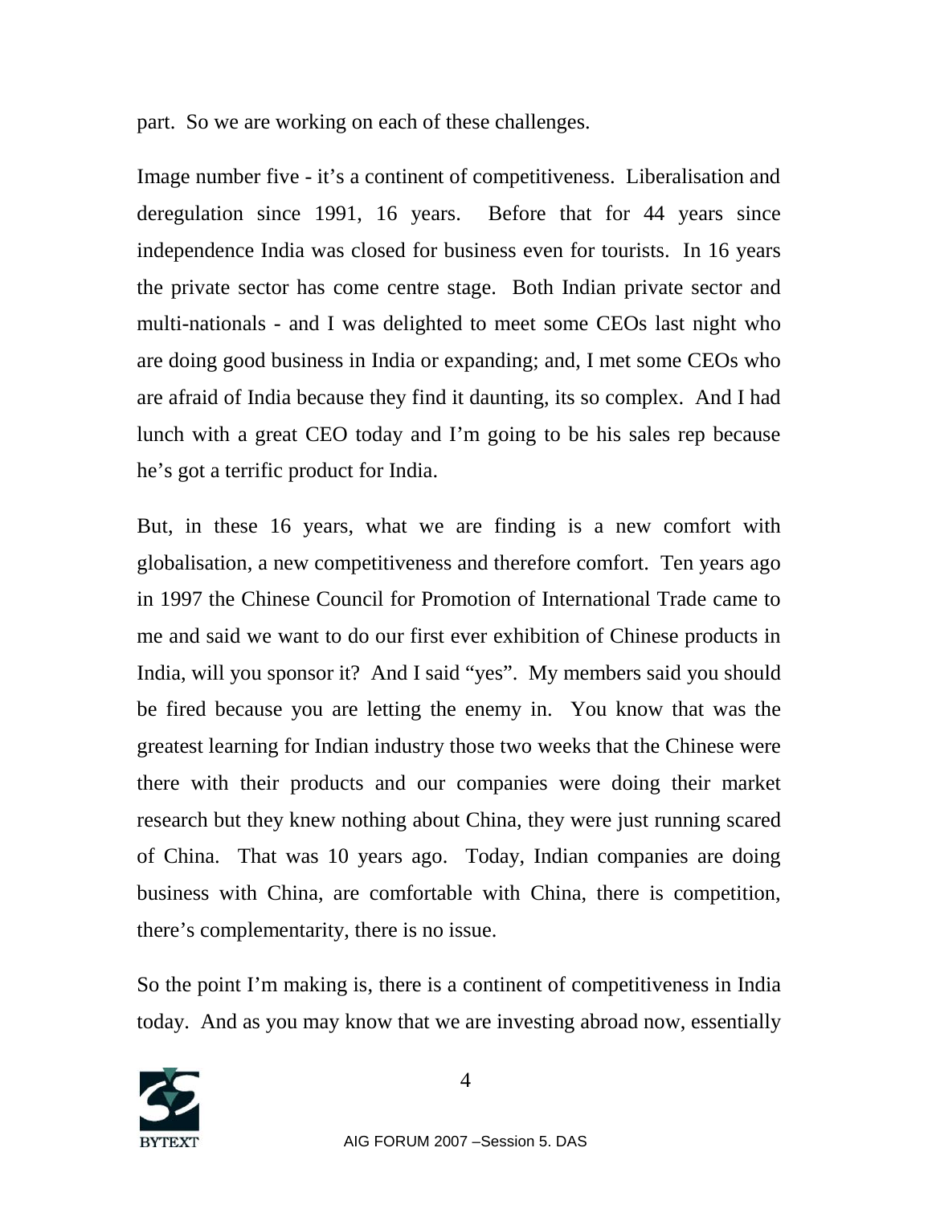part. So we are working on each of these challenges.

Image number five - it's a continent of competitiveness. Liberalisation and deregulation since 1991, 16 years. Before that for 44 years since independence India was closed for business even for tourists. In 16 years the private sector has come centre stage. Both Indian private sector and multi-nationals - and I was delighted to meet some CEOs last night who are doing good business in India or expanding; and, I met some CEOs who are afraid of India because they find it daunting, its so complex. And I had lunch with a great CEO today and I'm going to be his sales rep because he's got a terrific product for India.

But, in these 16 years, what we are finding is a new comfort with globalisation, a new competitiveness and therefore comfort. Ten years ago in 1997 the Chinese Council for Promotion of International Trade came to me and said we want to do our first ever exhibition of Chinese products in India, will you sponsor it? And I said "yes". My members said you should be fired because you are letting the enemy in. You know that was the greatest learning for Indian industry those two weeks that the Chinese were there with their products and our companies were doing their market research but they knew nothing about China, they were just running scared of China. That was 10 years ago. Today, Indian companies are doing business with China, are comfortable with China, there is competition, there's complementarity, there is no issue.

So the point I'm making is, there is a continent of competitiveness in India today. And as you may know that we are investing abroad now, essentially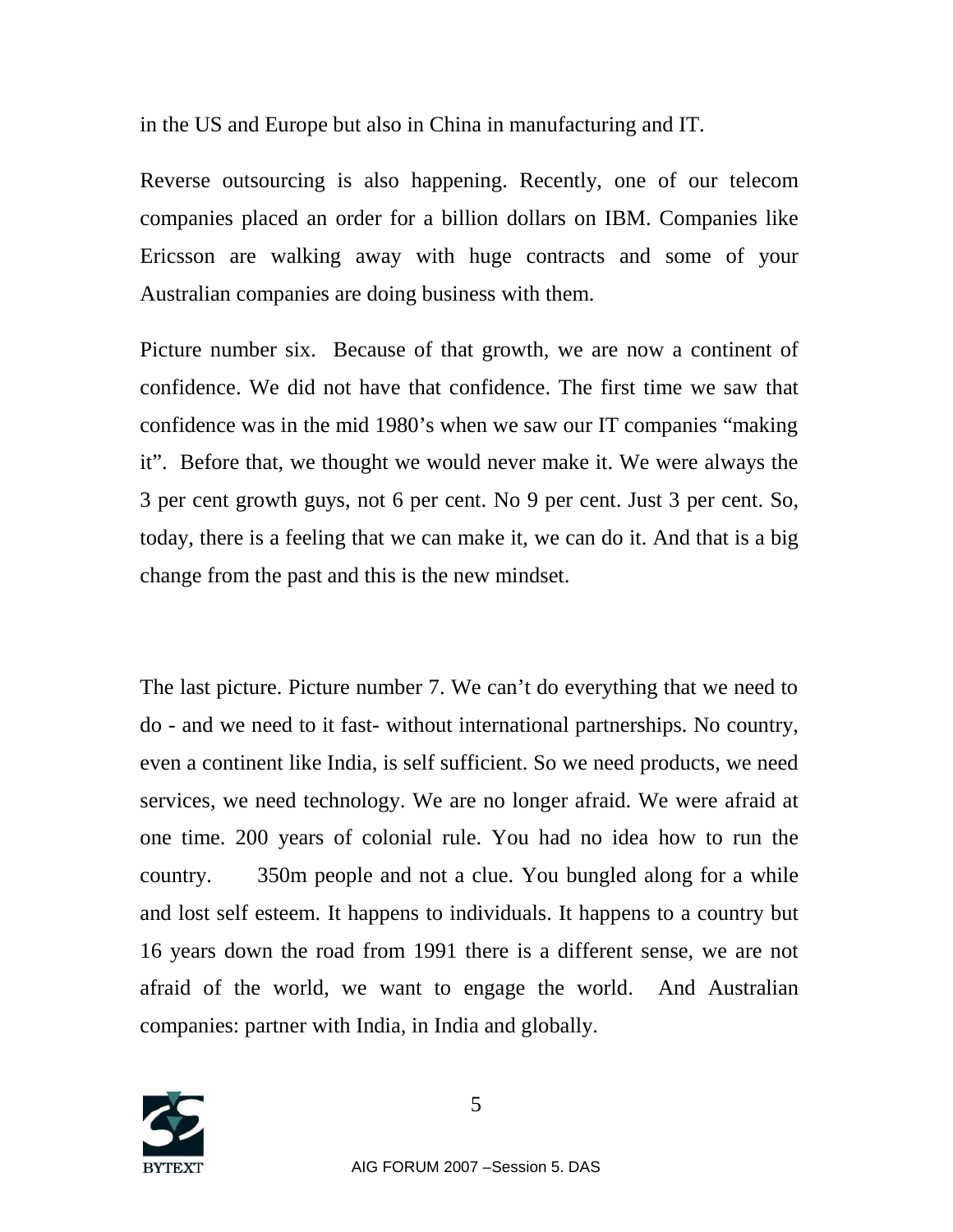in the US and Europe but also in China in manufacturing and IT.

Reverse outsourcing is also happening. Recently, one of our telecom companies placed an order for a billion dollars on IBM. Companies like Ericsson are walking away with huge contracts and some of your Australian companies are doing business with them.

Picture number six. Because of that growth, we are now a continent of confidence. We did not have that confidence. The first time we saw that confidence was in the mid 1980's when we saw our IT companies "making it". Before that, we thought we would never make it. We were always the 3 per cent growth guys, not 6 per cent. No 9 per cent. Just 3 per cent. So, today, there is a feeling that we can make it, we can do it. And that is a big change from the past and this is the new mindset.

The last picture. Picture number 7. We can't do everything that we need to do - and we need to it fast- without international partnerships. No country, even a continent like India, is self sufficient. So we need products, we need services, we need technology. We are no longer afraid. We were afraid at one time. 200 years of colonial rule. You had no idea how to run the country. 350m people and not a clue. You bungled along for a while and lost self esteem. It happens to individuals. It happens to a country but 16 years down the road from 1991 there is a different sense, we are not afraid of the world, we want to engage the world. And Australian companies: partner with India, in India and globally.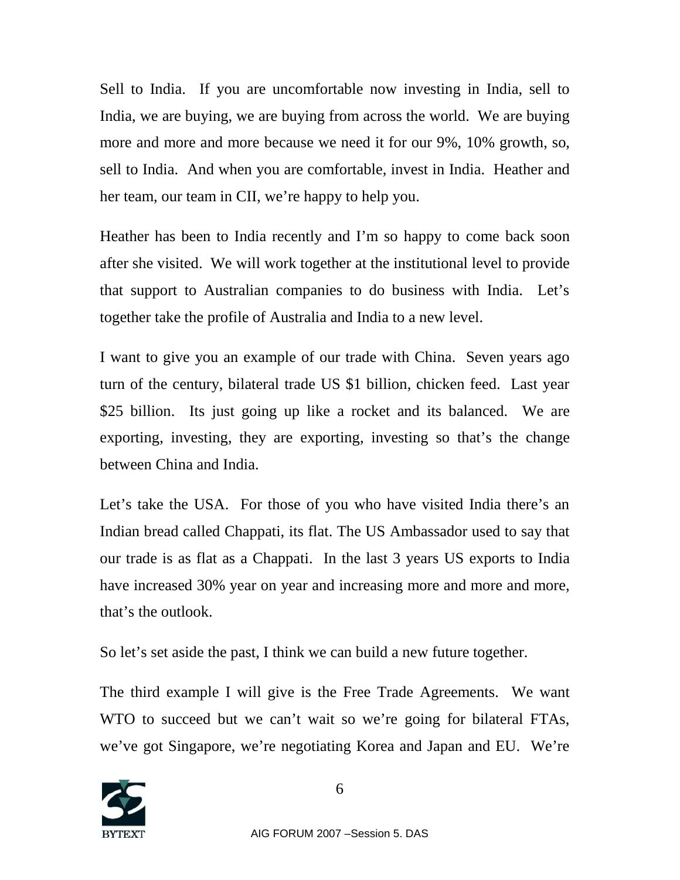Sell to India. If you are uncomfortable now investing in India, sell to India, we are buying, we are buying from across the world. We are buying more and more and more because we need it for our 9%, 10% growth, so, sell to India. And when you are comfortable, invest in India. Heather and her team, our team in CII, we're happy to help you.

Heather has been to India recently and I'm so happy to come back soon after she visited. We will work together at the institutional level to provide that support to Australian companies to do business with India. Let's together take the profile of Australia and India to a new level.

I want to give you an example of our trade with China. Seven years ago turn of the century, bilateral trade US $1 billion, chicken feed. Last year $25 billion. Its just going up like a rocket and its balanced. We are exporting, investing, they are exporting, investing so that's the change between China and India.

Let's take the USA. For those of you who have visited India there's an Indian bread called Chappati, its flat. The US Ambassador used to say that our trade is as flat as a Chappati. In the last 3 years US exports to India have increased 30% year on year and increasing more and more and more, that's the outlook.

So let's set aside the past, I think we can build a new future together.

The third example I will give is the Free Trade Agreements. We want WTO to succeed but we can't wait so we're going for bilateral FTAs, we've got Singapore, we're negotiating Korea and Japan and EU. We're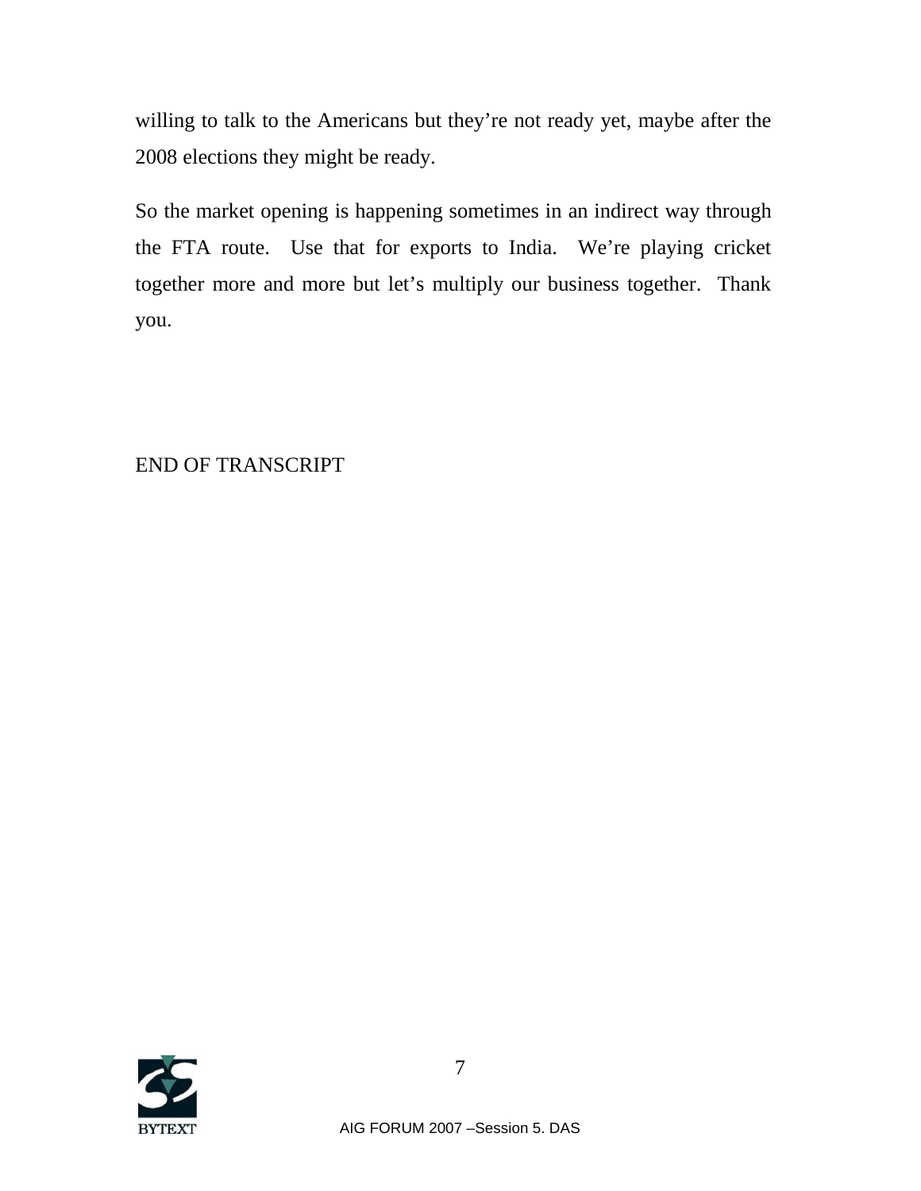willing to talk to the Americans but they're not ready yet, maybe after the 2008 elections they might be ready.

So the market opening is happening sometimes in an indirect way through the FTA route. Use that for exports to India. We're playing cricket together more and more but let's multiply our business together. Thank you.

END OF TRANSCRIPT